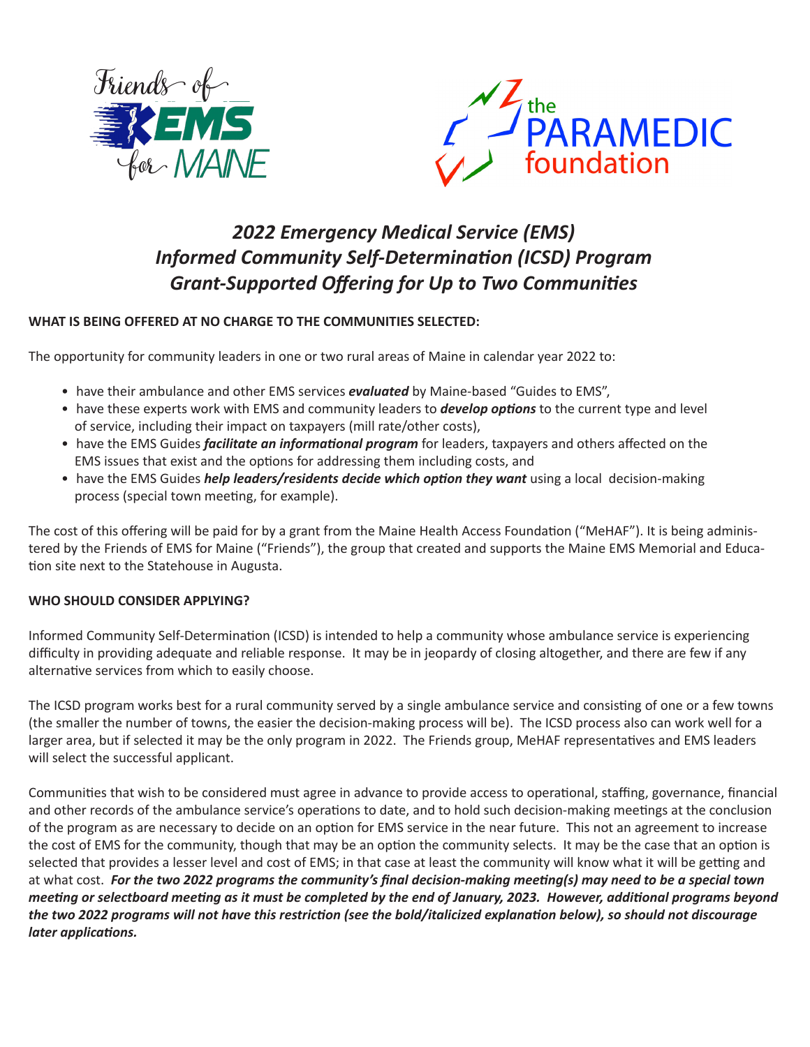# *2022 Emergency Medical Service (EMS) Informed Community Self-Determination (ICSD) Program Grant-Supported Offering for Up to Two Communities*

**WHAT IS BEING OFFERED AT NO CHARGE TO THE COMMUNITIES SELECTED:**

The opportunity for community leaders in one or two rural areas of Maine in calendar year 2022 to:

- have their ambulance and other EMS services ***evaluated*** by Maine-based "Guides to EMS",
- have these experts work with EMS and community leaders to ***develop options*** to the current type and level of service, including their impact on taxpayers (mill rate/other costs),
- have the EMS Guides ***facilitate an informational program*** for leaders, taxpayers and others affected on the EMS issues that exist and the options for addressing them including costs, and
- have the EMS Guides ***help leaders/residents decide which option they want*** using a local decision-making process (special town meeting, for example).

The cost of this offering will be paid for by a grant from the Maine Health Access Foundation ("MeHAF"). It is being administered by the Friends of EMS for Maine ("Friends"), the group that created and supports the Maine EMS Memorial and Education site next to the Statehouse in Augusta.

**WHO SHOULD CONSIDER APPLYING?**

Informed Community Self-Determination (ICSD) is intended to help a community whose ambulance service is experiencing difficulty in providing adequate and reliable response. It may be in jeopardy of closing altogether, and there are few if any alternative services from which to easily choose.

The ICSD program works best for a rural community served by a single ambulance service and consisting of one or a few towns (the smaller the number of towns, the easier the decision-making process will be). The ICSD process also can work well for a larger area, but if selected it may be the only program in 2022. The Friends group, MeHAF representatives and EMS leaders will select the successful applicant.

Communities that wish to be considered must agree in advance to provide access to operational, staffing, governance, financial and other records of the ambulance service's operations to date, and to hold such decision-making meetings at the conclusion of the program as are necessary to decide on an option for EMS service in the near future. This not an agreement to increase the cost of EMS for the community, though that may be an option the community selects. It may be the case that an option is selected that provides a lesser level and cost of EMS; in that case at least the community will know what it will be getting and at what cost. ***For the two 2022 programs the community's final decision-making meeting(s) may need to be a special town meeting or selectboard meeting as it must be completed by the end of January, 2023. However, additional programs beyond the two 2022 programs will not have this restriction (see the bold/italicized explanation below), so should not discourage later applications.***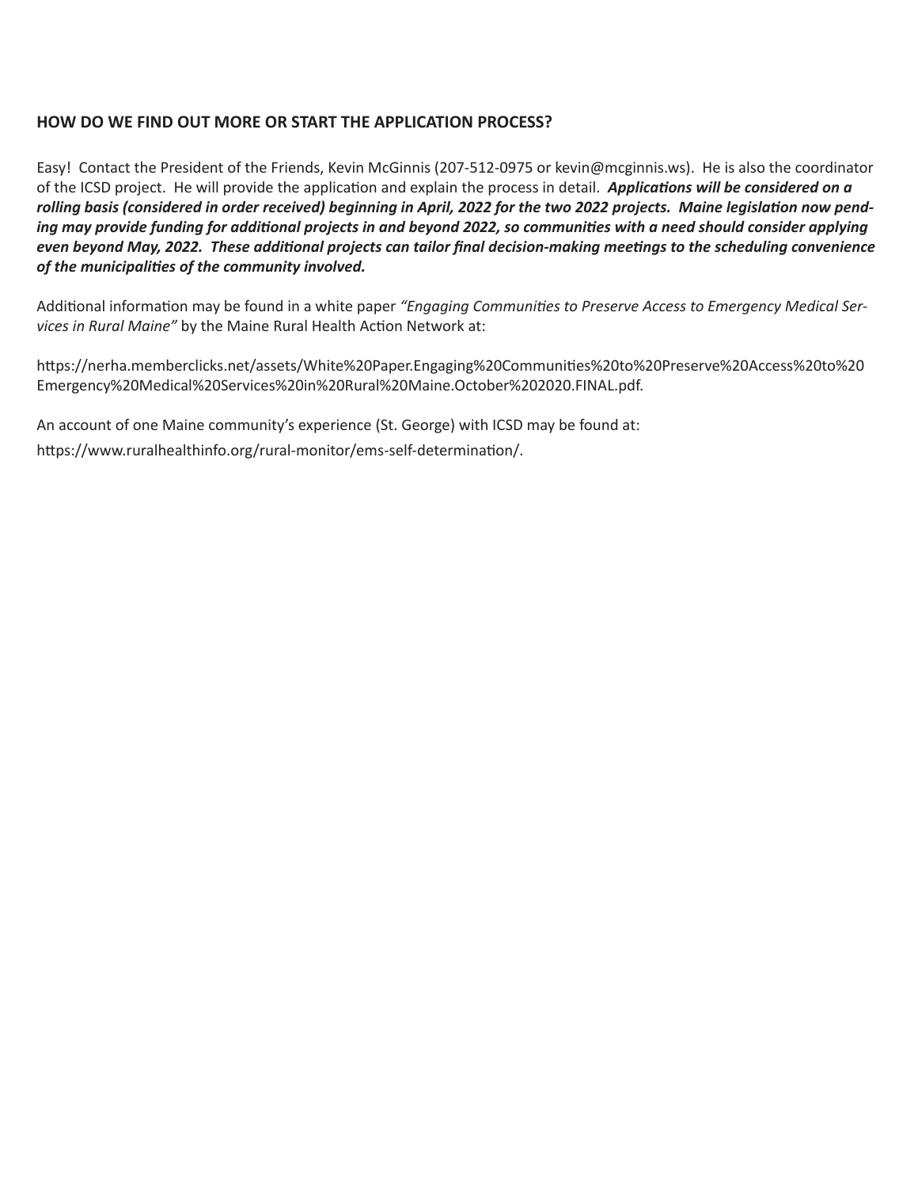## HOW DO WE FIND OUT MORE OR START THE APPLICATION PROCESS?

Easy! Contact the President of the Friends, Kevin McGinnis (207-512-0975 or kevin@mcginnis.ws). He is also the coordinator of the ICSD project. He will provide the application and explain the process in detail. ***Applications will be considered on a rolling basis (considered in order received) beginning in April, 2022 for the two 2022 projects. Maine legislation now pending may provide funding for additional projects in and beyond 2022, so communities with a need should consider applying even beyond May, 2022. These additional projects can tailor final decision-making meetings to the scheduling convenience of the municipalities of the community involved.***

Additional information may be found in a white paper *"Engaging Communities to Preserve Access to Emergency Medical Services in Rural Maine"* by the Maine Rural Health Action Network at:

https://nerha.memberclicks.net/assets/White%20Paper.Engaging%20Communities%20to%20Preserve%20Access%20to%20Emergency%20Medical%20Services%20in%20Rural%20Maine.October%202020.FINAL.pdf.

An account of one Maine community's experience (St. George) with ICSD may be found at:

https://www.ruralhealthinfo.org/rural-monitor/ems-self-determination/.